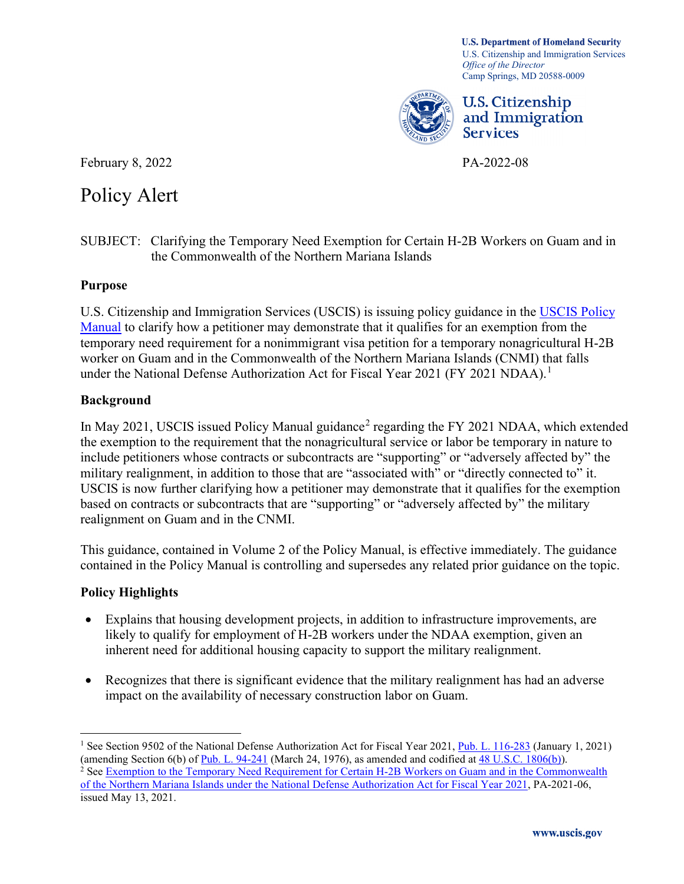U.S. Department of Homeland Security
U.S. Citizenship and Immigration Services
*Office of the Director*
Camp Springs, MD 20588-0009

**U.S. Citizenship and Immigration Services**

February 8, 2022

PA-2022-08

# Policy Alert

SUBJECT: Clarifying the Temporary Need Exemption for Certain H-2B Workers on Guam and in the Commonwealth of the Northern Mariana Islands

## Purpose

U.S. Citizenship and Immigration Services (USCIS) is issuing policy guidance in the USCIS Policy Manual to clarify how a petitioner may demonstrate that it qualifies for an exemption from the temporary need requirement for a nonimmigrant visa petition for a temporary nonagricultural H-2B worker on Guam and in the Commonwealth of the Northern Mariana Islands (CNMI) that falls under the National Defense Authorization Act for Fiscal Year 2021 (FY 2021 NDAA).[1]

## Background

In May 2021, USCIS issued Policy Manual guidance[2] regarding the FY 2021 NDAA, which extended the exemption to the requirement that the nonagricultural service or labor be temporary in nature to include petitioners whose contracts or subcontracts are "supporting" or "adversely affected by" the military realignment, in addition to those that are "associated with" or "directly connected to" it. USCIS is now further clarifying how a petitioner may demonstrate that it qualifies for the exemption based on contracts or subcontracts that are "supporting" or "adversely affected by" the military realignment on Guam and in the CNMI.

This guidance, contained in Volume 2 of the Policy Manual, is effective immediately. The guidance contained in the Policy Manual is controlling and supersedes any related prior guidance on the topic.

## Policy Highlights

- Explains that housing development projects, in addition to infrastructure improvements, are likely to qualify for employment of H-2B workers under the NDAA exemption, given an inherent need for additional housing capacity to support the military realignment.

- Recognizes that there is significant evidence that the military realignment has had an adverse impact on the availability of necessary construction labor on Guam.

---

[1] See Section 9502 of the National Defense Authorization Act for Fiscal Year 2021, Pub. L. 116-283 (January 1, 2021) (amending Section 6(b) of Pub. L. 94-241 (March 24, 1976), as amended and codified at 48 U.S.C. 1806(b)).

[2] See Exemption to the Temporary Need Requirement for Certain H-2B Workers on Guam and in the Commonwealth of the Northern Mariana Islands under the National Defense Authorization Act for Fiscal Year 2021, PA-2021-06, issued May 13, 2021.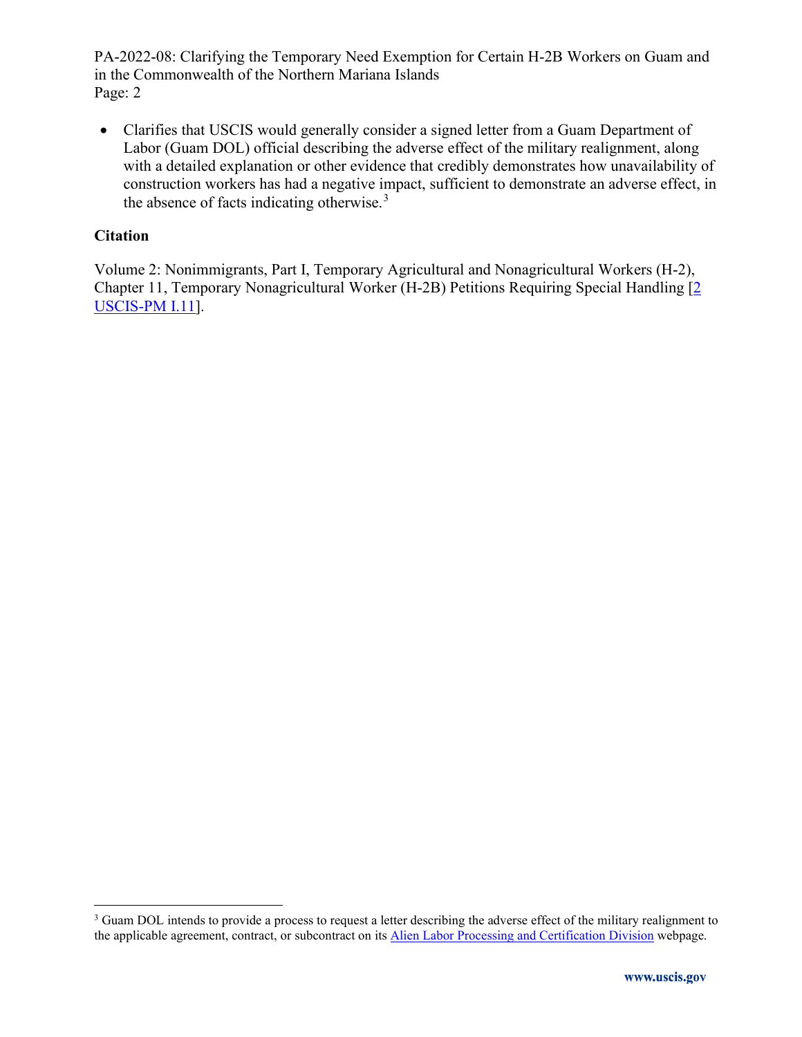- Clarifies that USCIS would generally consider a signed letter from a Guam Department of Labor (Guam DOL) official describing the adverse effect of the military realignment, along with a detailed explanation or other evidence that credibly demonstrates how unavailability of construction workers has had a negative impact, sufficient to demonstrate an adverse effect, in the absence of facts indicating otherwise.[3]

**Citation**

Volume 2: Nonimmigrants, Part I, Temporary Agricultural and Nonagricultural Workers (H-2), Chapter 11, Temporary Nonagricultural Worker (H-2B) Petitions Requiring Special Handling [2 USCIS-PM I.11].

---

[3] Guam DOL intends to provide a process to request a letter describing the adverse effect of the military realignment to the applicable agreement, contract, or subcontract on its Alien Labor Processing and Certification Division webpage.